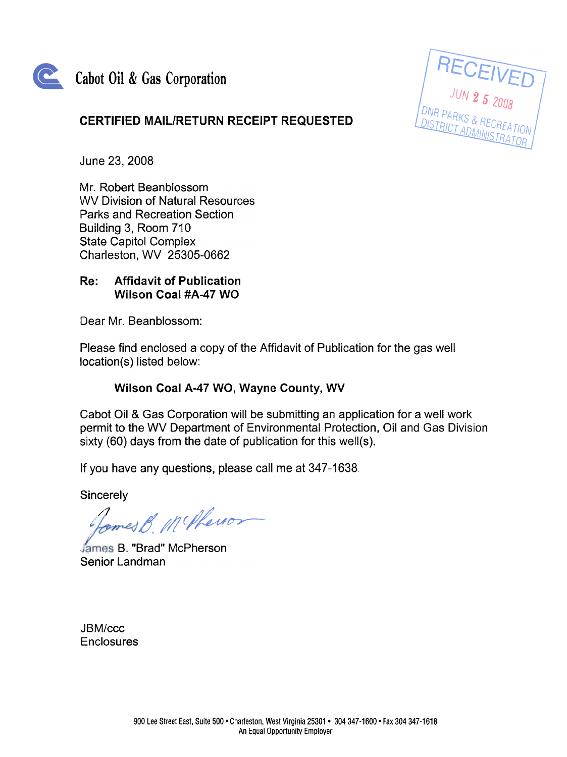Cabot Oil & Gas Corporation

RECEIVED
JUN 25 2008
DNR PARKS & RECREATION
DISTRICT ADMINISTRATOR

**CERTIFIED MAIL/RETURN RECEIPT REQUESTED**

June 23, 2008

Mr. Robert Beanblossom
WV Division of Natural Resources
Parks and Recreation Section
Building 3, Room 710
State Capitol Complex
Charleston, WV 25305-0662

**Re: Affidavit of Publication**
**Wilson Coal #A-47 WO**

Dear Mr. Beanblossom:

Please find enclosed a copy of the Affidavit of Publication for the gas well location(s) listed below:

**Wilson Coal A-47 WO, Wayne County, WV**

Cabot Oil & Gas Corporation will be submitting an application for a well work permit to the WV Department of Environmental Protection, Oil and Gas Division sixty (60) days from the date of publication for this well(s).

If you have any questions, please call me at 347-1638.

Sincerely,

James B. McPherson

James B. "Brad" McPherson
Senior Landman

JBM/ccc
Enclosures

900 Lee Street East, Suite 500 • Charleston, West Virginia 25301 • 304 347-1600 • Fax 304 347-1618
An Equal Opportunity Employer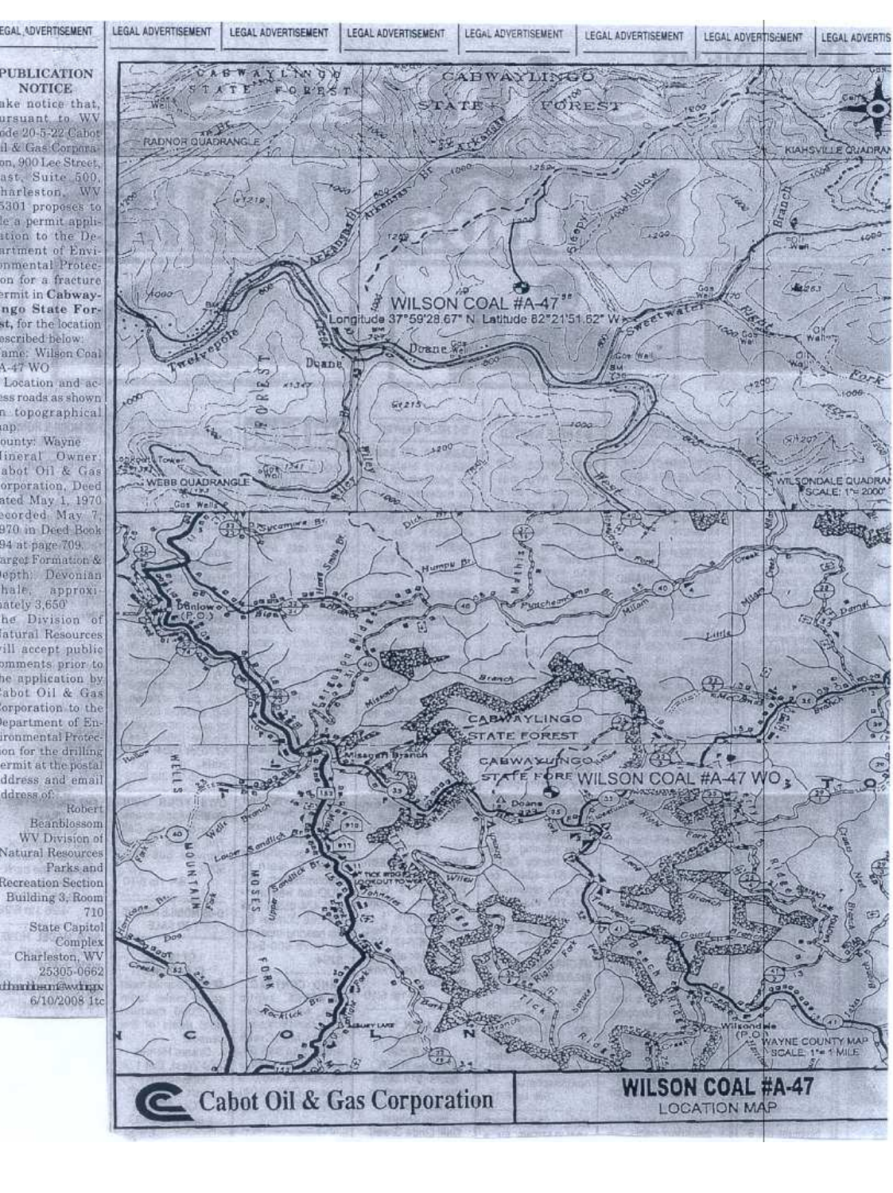LEGAL ADVERTISEMENT

## PUBLICATION NOTICE

Take notice that, pursuant to WV Code 20-5-22 Cabot Oil & Gas Corporation, 900 Lee Street, East, Suite 500, Charleston, WV 25301 proposes to file a permit application to the Department of Environmental Protection for a fracture permit in **Cabwaylingo State Forest**, for the location described below:

Name: Wilson Coal A-47 WO

Location and access roads as shown on topographical map.

County: Wayne

Mineral Owner: Cabot Oil & Gas Corporation, Deed dated May 1, 1970 recorded May 7, 1970 in Deed Book 394 at page 709.

Target Formation & Depth: Devonian Shale, approximately 3,650'

The Division of Natural Resources will accept public comments prior to the application by Cabot Oil & Gas Corporation to the Department of Environmental Protection for the drilling permit at the postal address and email address of:

Robert Beanblossom
WV Division of Natural Resources
Parks and Recreation Section
Building 3, Room 710
State Capitol Complex
Charleston, WV 25305-0662

6/10/2008 1tc

WILSON COAL #A-47
Longitude 37°59'28.67" N. Latitude 82°21'51.62" W

WILSONDALE QUADRANGLE SCALE: 1"= 2000'

CABWAYLINGO STATE FOREST

WILSON COAL #A-47 WO

WAYNE COUNTY MAP SCALE: 1"= 1 MILE

**Cabot Oil & Gas Corporation**

**WILSON COAL #A-47**
LOCATION MAP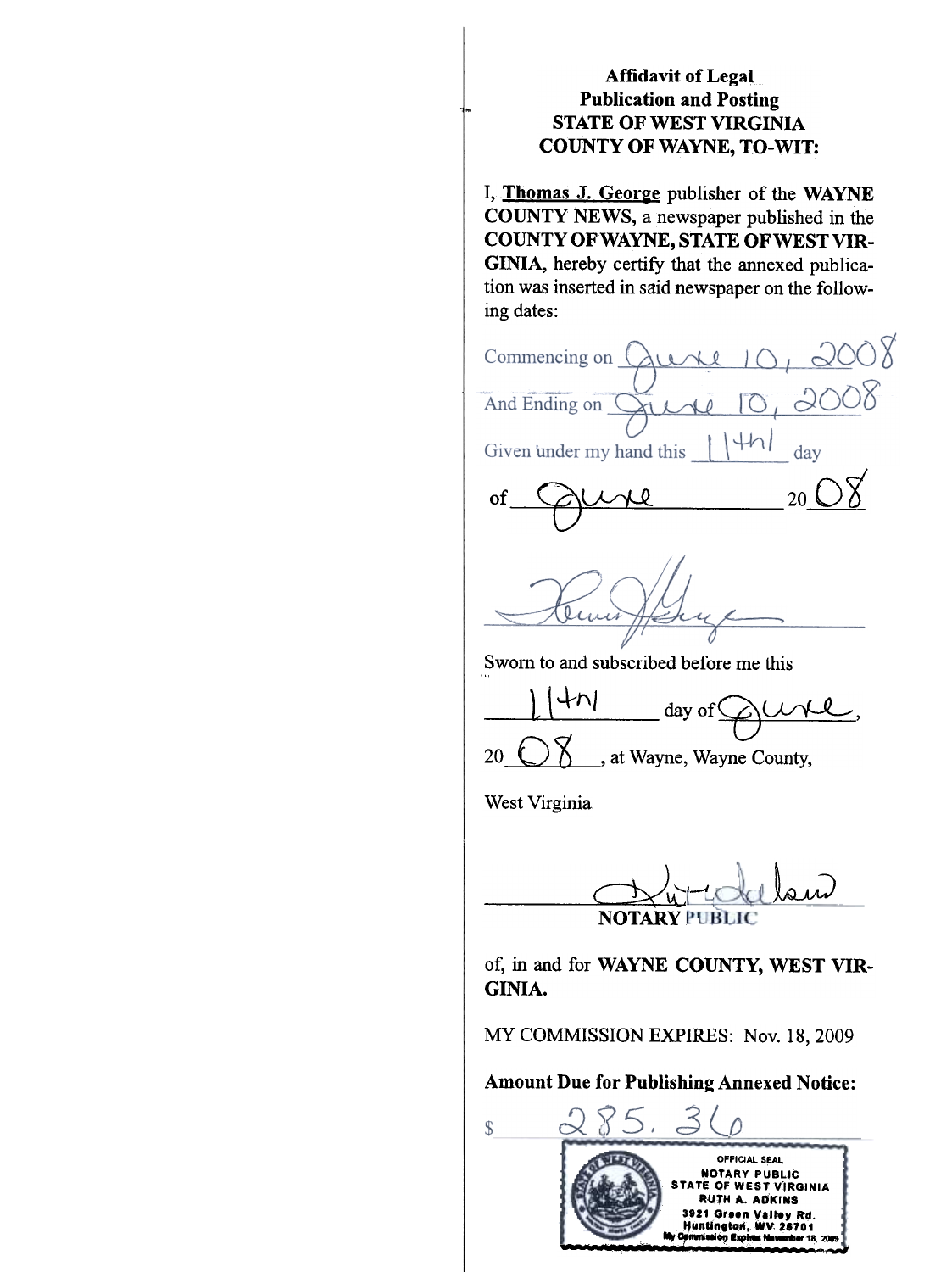**Affidavit of Legal Publication and Posting**
**STATE OF WEST VIRGINIA**
**COUNTY OF WAYNE, TO-WIT:**

I, **Thomas J. George** publisher of the **WAYNE COUNTY NEWS,** a newspaper published in the **COUNTY OF WAYNE, STATE OF WEST VIRGINIA,** hereby certify that the annexed publication was inserted in said newspaper on the following dates:

Commencing on June 10, 2008

And Ending on June 10, 2008

Given under my hand this 11th day of June 2008

Sworn to and subscribed before me this 11th day of June, 2008, at Wayne, Wayne County, West Virginia.

**NOTARY PUBLIC**

of, in and for **WAYNE COUNTY, WEST VIRGINIA.**

MY COMMISSION EXPIRES: Nov. 18, 2009

**Amount Due for Publishing Annexed Notice:**

$ 285.36

OFFICIAL SEAL
NOTARY PUBLIC
STATE OF WEST VIRGINIA
RUTH A. ADKINS
3921 Green Valley Rd.
Huntington, WV 25701
My Commission Expires November 18, 2009